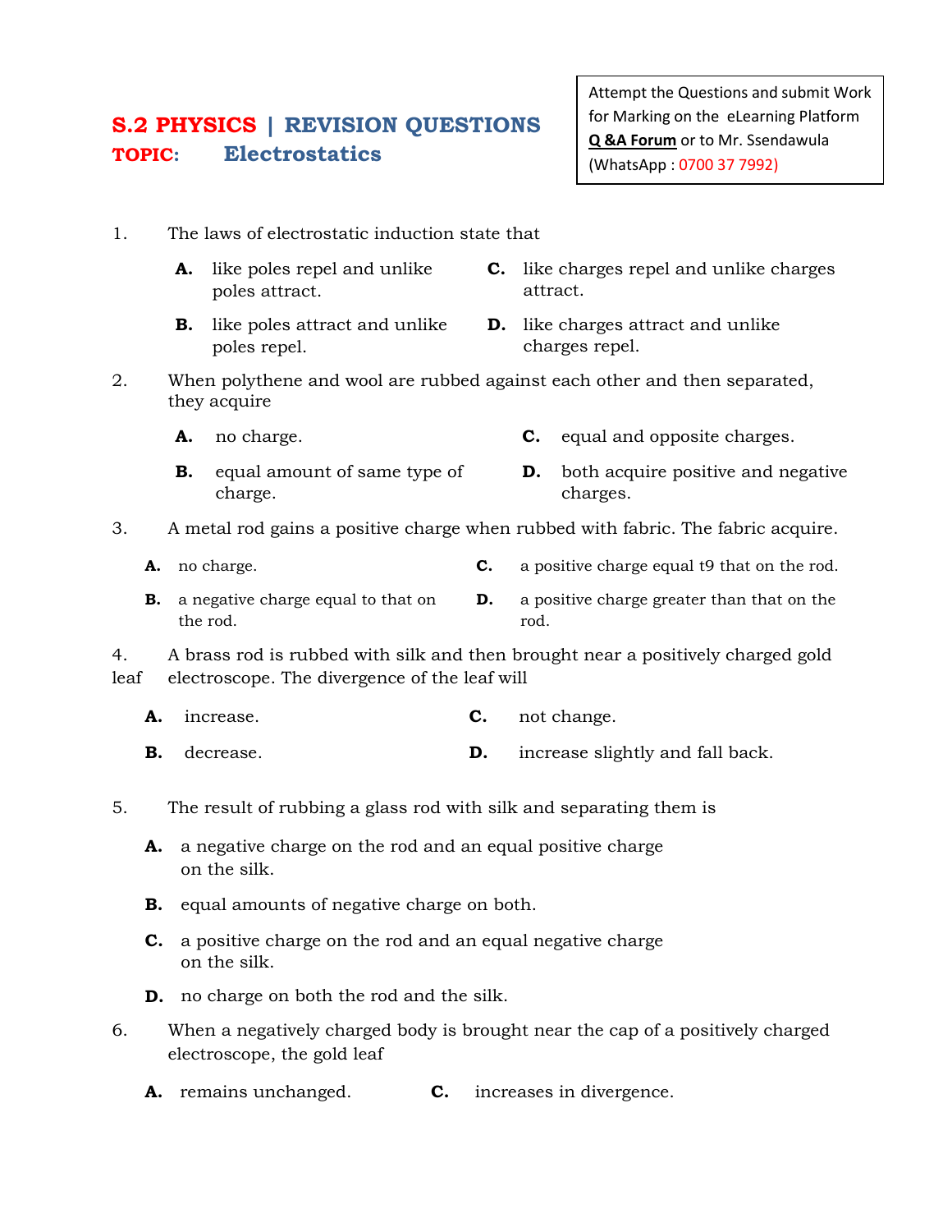# S.2 PHYSICS | REVISION QUESTIONS

## TOPIC: Electrostatics

Attempt the Questions and submit Work for Marking on the eLearning Platform **Q &A Forum** or to Mr. Ssendawula (WhatsApp : 0700 37 7992)

1. The laws of electrostatic induction state that

   **A.** like poles repel and unlike poles attract.

   **B.** like poles attract and unlike poles repel.

   **C.** like charges repel and unlike charges attract.

   **D.** like charges attract and unlike charges repel.

2. When polythene and wool are rubbed against each other and then separated, they acquire

   **A.** no charge.

   **B.** equal amount of same type of charge.

   **C.** equal and opposite charges.

   **D.** both acquire positive and negative charges.

3. A metal rod gains a positive charge when rubbed with fabric. The fabric acquire.

   **A.** no charge.

   **B.** a negative charge equal to that on the rod.

   **C.** a positive charge equal t9 that on the rod.

   **D.** a positive charge greater than that on the rod.

4. A brass rod is rubbed with silk and then brought near a positively charged gold leaf electroscope. The divergence of the leaf will

   **A.** increase.

   **B.** decrease.

   **C.** not change.

   **D.** increase slightly and fall back.

5. The result of rubbing a glass rod with silk and separating them is

   **A.** a negative charge on the rod and an equal positive charge on the silk.

   **B.** equal amounts of negative charge on both.

   **C.** a positive charge on the rod and an equal negative charge on the silk.

   **D.** no charge on both the rod and the silk.

6. When a negatively charged body is brought near the cap of a positively charged electroscope, the gold leaf

   **A.** remains unchanged.

   **C.** increases in divergence.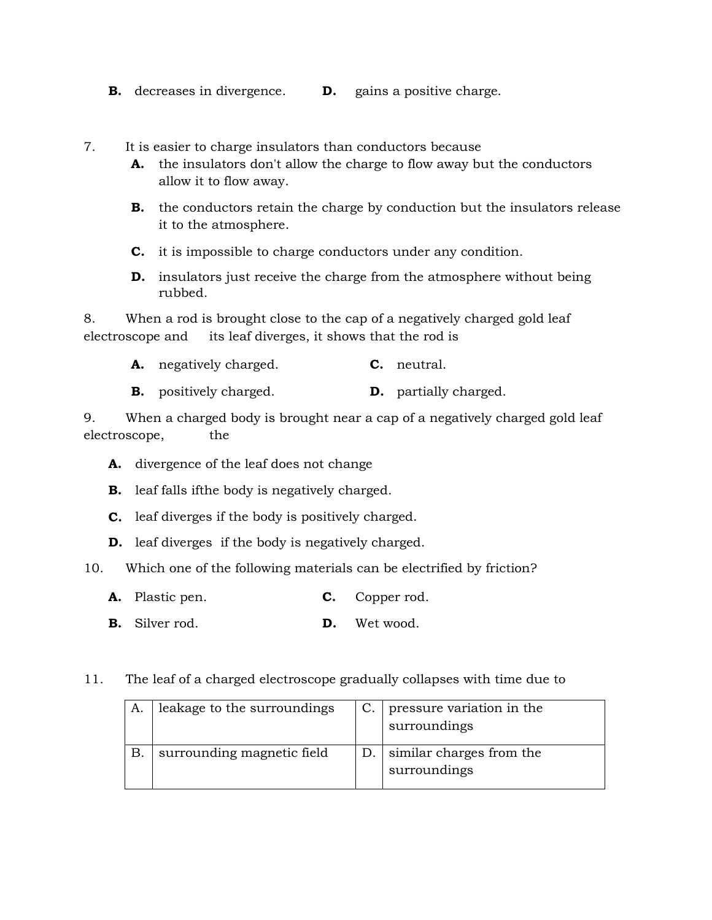**B.** decreases in divergence. **D.** gains a positive charge.

7. It is easier to charge insulators than conductors because

**A.** the insulators don't allow the charge to flow away but the conductors allow it to flow away.

**B.** the conductors retain the charge by conduction but the insulators release it to the atmosphere.

**C.** it is impossible to charge conductors under any condition.

**D.** insulators just receive the charge from the atmosphere without being rubbed.

8. When a rod is brought close to the cap of a negatively charged gold leaf electroscope and its leaf diverges, it shows that the rod is

**A.** negatively charged. **C.** neutral.

**B.** positively charged. **D.** partially charged.

9. When a charged body is brought near a cap of a negatively charged gold leaf electroscope, the

**A.** divergence of the leaf does not change

**B.** leaf falls ifthe body is negatively charged.

**C.** leaf diverges if the body is positively charged.

**D.** leaf diverges if the body is negatively charged.

10. Which one of the following materials can be electrified by friction?

**A.** Plastic pen. **C.** Copper rod.

**B.** Silver rod. **D.** Wet wood.

11. The leaf of a charged electroscope gradually collapses with time due to

| A. | leakage to the surroundings | C. | pressure variation in the surroundings |
|---|---|---|---|
| B. | surrounding magnetic field | D. | similar charges from the surroundings |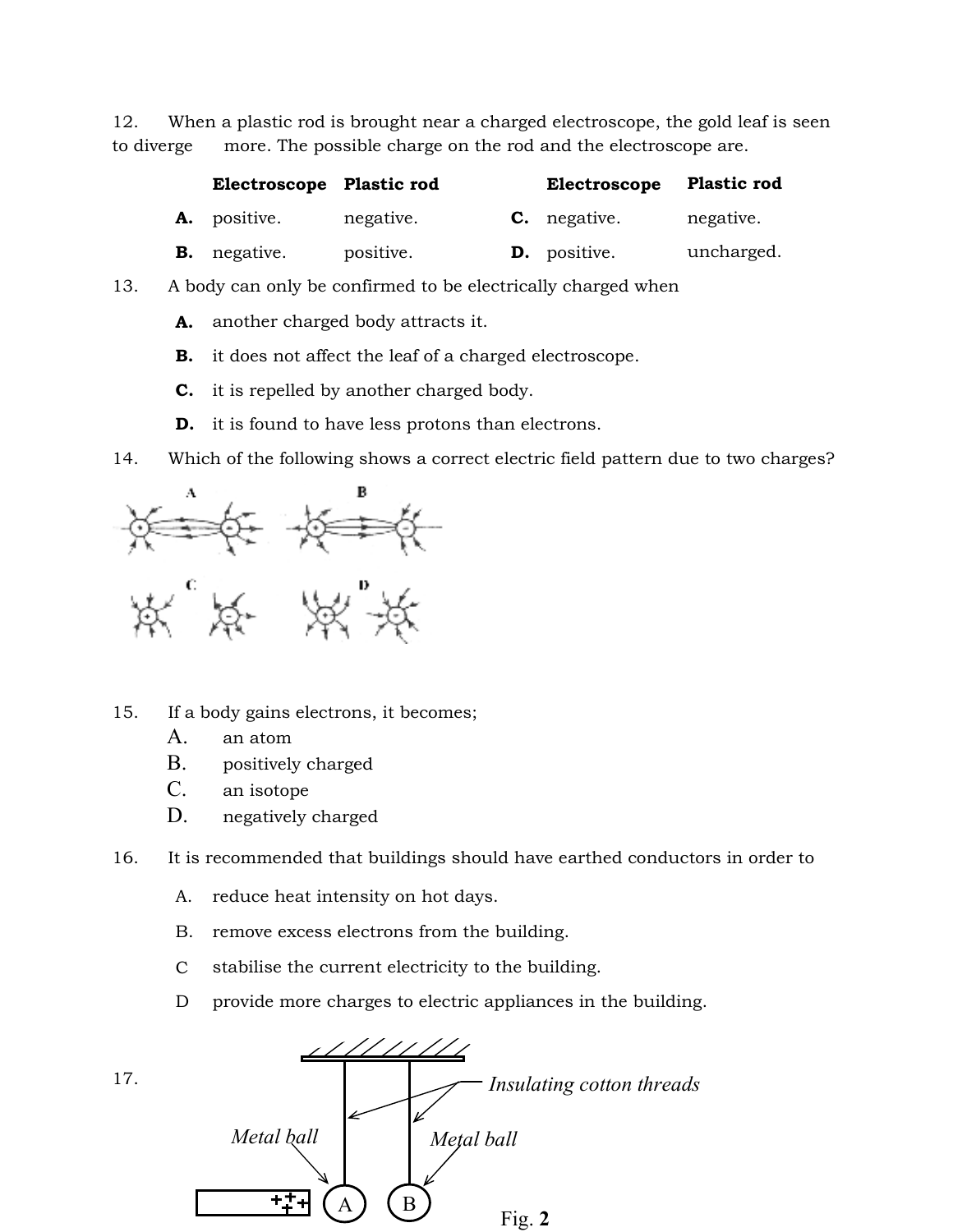12. When a plastic rod is brought near a charged electroscope, the gold leaf is seen to diverge more. The possible charge on the rod and the electroscope are.

| | Electroscope | Plastic rod | | Electroscope | Plastic rod |
|---|---|---|---|---|---|
| **A.** | positive. | negative. | **C.** | negative. | negative. |
| **B.** | negative. | positive. | **D.** | positive. | uncharged. |

13. A body can only be confirmed to be electrically charged when

- **A.** another charged body attracts it.
- **B.** it does not affect the leaf of a charged electroscope.
- **C.** it is repelled by another charged body.
- **D.** it is found to have less protons than electrons.

14. Which of the following shows a correct electric field pattern due to two charges?

15. If a body gains electrons, it becomes;

- A. an atom
- B. positively charged
- C. an isotope
- D. negatively charged

16. It is recommended that buildings should have earthed conductors in order to

- A. reduce heat intensity on hot days.
- B. remove excess electrons from the building.
- C stabilise the current electricity to the building.
- D provide more charges to electric appliances in the building.

17.

*Insulating cotton threads*

*Metal ball* *Metal ball*

A B

Fig. **2**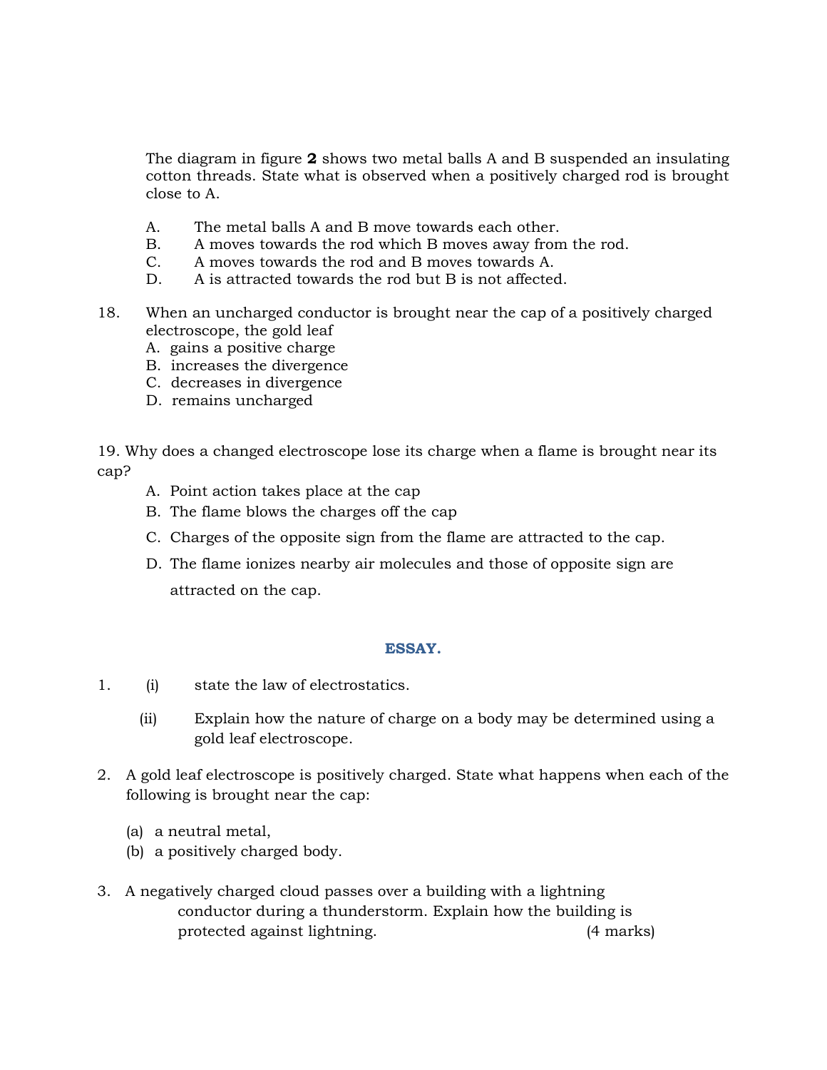The diagram in figure **2** shows two metal balls A and B suspended an insulating cotton threads. State what is observed when a positively charged rod is brought close to A.

A. The metal balls A and B move towards each other.
B. A moves towards the rod which B moves away from the rod.
C. A moves towards the rod and B moves towards A.
D. A is attracted towards the rod but B is not affected.

18. When an uncharged conductor is brought near the cap of a positively charged electroscope, the gold leaf
    A. gains a positive charge
    B. increases the divergence
    C. decreases in divergence
    D. remains uncharged

19. Why does a changed electroscope lose its charge when a flame is brought near its cap?
    A. Point action takes place at the cap
    B. The flame blows the charges off the cap
    C. Charges of the opposite sign from the flame are attracted to the cap.
    D. The flame ionizes nearby air molecules and those of opposite sign are attracted on the cap.

## ESSAY.

1. (i) state the law of electrostatics.

   (ii) Explain how the nature of charge on a body may be determined using a gold leaf electroscope.

2. A gold leaf electroscope is positively charged. State what happens when each of the following is brought near the cap:

   (a) a neutral metal,
   (b) a positively charged body.

3. A negatively charged cloud passes over a building with a lightning conductor during a thunderstorm. Explain how the building is protected against lightning. (4 marks)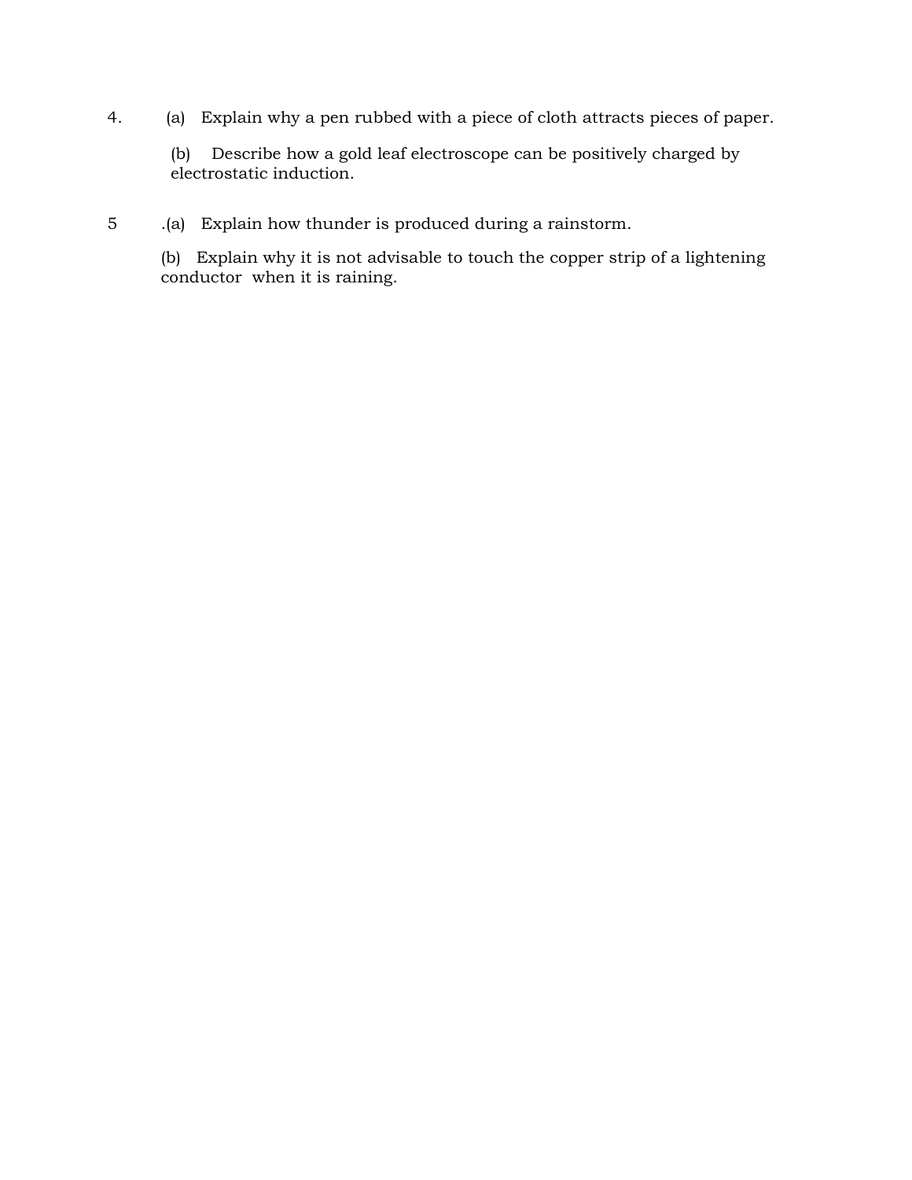4. (a) Explain why a pen rubbed with a piece of cloth attracts pieces of paper.

   (b) Describe how a gold leaf electroscope can be positively charged by electrostatic induction.

5 .(a) Explain how thunder is produced during a rainstorm.

   (b) Explain why it is not advisable to touch the copper strip of a lightening conductor when it is raining.